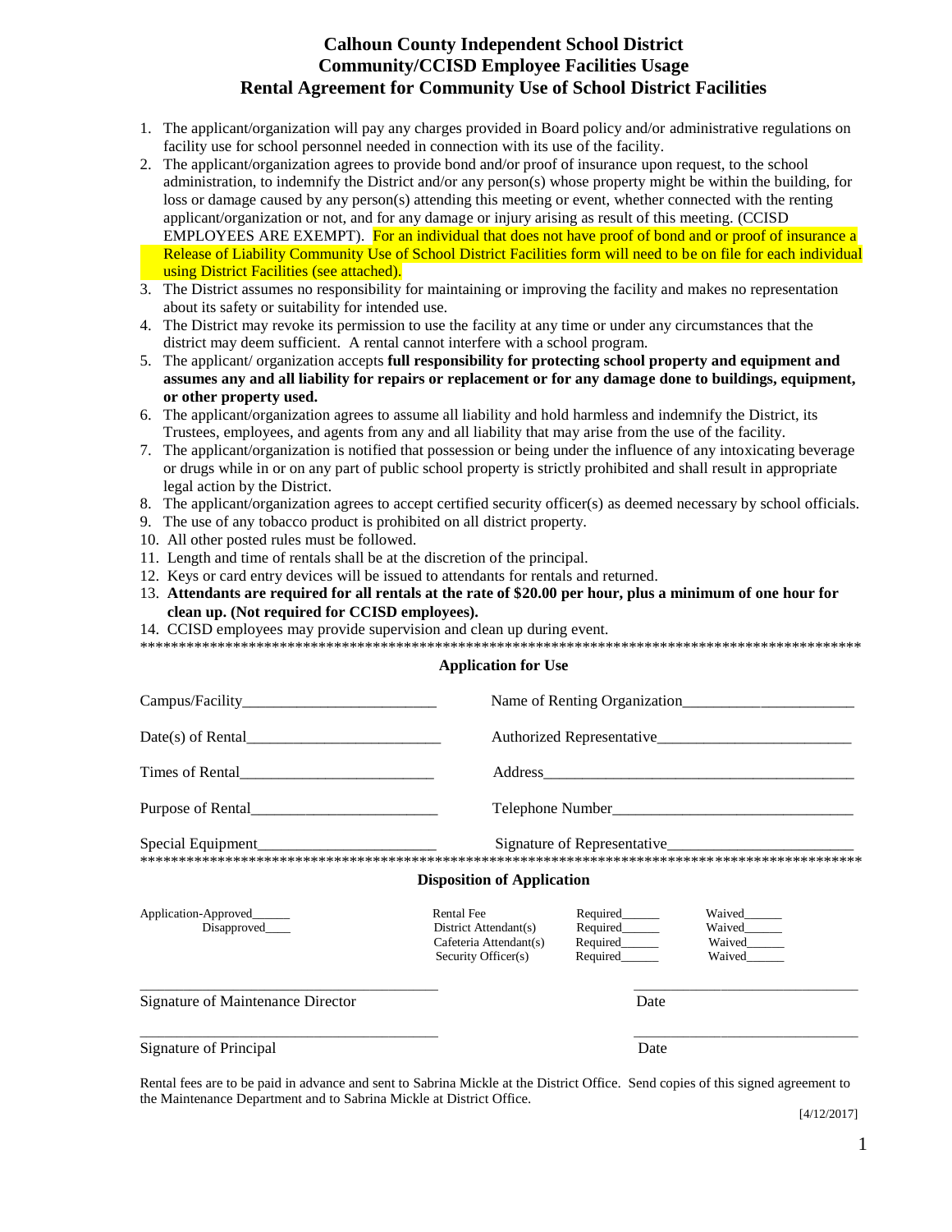# Calhoun County Independent School District
## Community/CCISD Employee Facilities Usage
## Rental Agreement for Community Use of School District Facilities

1. The applicant/organization will pay any charges provided in Board policy and/or administrative regulations on facility use for school personnel needed in connection with its use of the facility.
2. The applicant/organization agrees to provide bond and/or proof of insurance upon request, to the school administration, to indemnify the District and/or any person(s) whose property might be within the building, for loss or damage caused by any person(s) attending this meeting or event, whether connected with the renting applicant/organization or not, and for any damage or injury arising as result of this meeting. (CCISD EMPLOYEES ARE EXEMPT). For an individual that does not have proof of bond and or proof of insurance a Release of Liability Community Use of School District Facilities form will need to be on file for each individual using District Facilities (see attached).
3. The District assumes no responsibility for maintaining or improving the facility and makes no representation about its safety or suitability for intended use.
4. The District may revoke its permission to use the facility at any time or under any circumstances that the district may deem sufficient. A rental cannot interfere with a school program.
5. The applicant/ organization accepts **full responsibility for protecting school property and equipment and assumes any and all liability for repairs or replacement or for any damage done to buildings, equipment, or other property used.**
6. The applicant/organization agrees to assume all liability and hold harmless and indemnify the District, its Trustees, employees, and agents from any and all liability that may arise from the use of the facility.
7. The applicant/organization is notified that possession or being under the influence of any intoxicating beverage or drugs while in or on any part of public school property is strictly prohibited and shall result in appropriate legal action by the District.
8. The applicant/organization agrees to accept certified security officer(s) as deemed necessary by school officials.
9. The use of any tobacco product is prohibited on all district property.
10. All other posted rules must be followed.
11. Length and time of rentals shall be at the discretion of the principal.
12. Keys or card entry devices will be issued to attendants for rentals and returned.
13. **Attendants are required for all rentals at the rate of $20.00 per hour, plus a minimum of one hour for clean up. (Not required for CCISD employees).**
14. CCISD employees may provide supervision and clean up during event.

*******************************************************************************************

### Application for Use

Campus/Facility________________________ Name of Renting Organization______________________

Date(s) of Rental________________________ Authorized Representative________________________

Times of Rental________________________ Address________________________________________

Purpose of Rental________________________ Telephone Number______________________________

Special Equipment________________________ Signature of Representative_______________________

*******************************************************************************************

### Disposition of Application

Application-Approved______
Disapproved____

| | | |
|---|---|---|
| Rental Fee | Required______ | Waived______ |
| District Attendant(s) | Required______ | Waived______ |
| Cafeteria Attendant(s) | Required______ | Waived______ |
| Security Officer(s) | Required______ | Waived______ |

______________________________________ ______________________________
Signature of Maintenance Director Date

______________________________________ ______________________________
Signature of Principal Date

Rental fees are to be paid in advance and sent to Sabrina Mickle at the District Office. Send copies of this signed agreement to the Maintenance Department and to Sabrina Mickle at District Office.

[4/12/2017]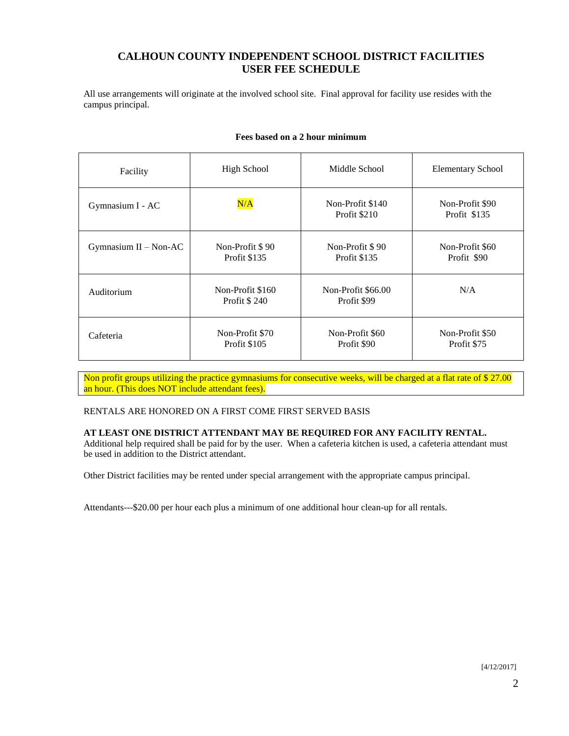# CALHOUN COUNTY INDEPENDENT SCHOOL DISTRICT FACILITIES USER FEE SCHEDULE

All use arrangements will originate at the involved school site. Final approval for facility use resides with the campus principal.

**Fees based on a 2 hour minimum**

| Facility | High School | Middle School | Elementary School |
|---|---|---|---|
| Gymnasium I - AC | N/A | Non-Profit $140<br>Profit $210 | Non-Profit $90<br>Profit $135 |
| Gymnasium II – Non-AC | Non-Profit $ 90<br>Profit $135 | Non-Profit $ 90<br>Profit $135 | Non-Profit $60<br>Profit $90 |
| Auditorium | Non-Profit $160<br>Profit $ 240 | Non-Profit $66.00<br>Profit $99 | N/A |
| Cafeteria | Non-Profit $70<br>Profit $105 | Non-Profit $60<br>Profit $90 | Non-Profit $50<br>Profit $75 |

Non profit groups utilizing the practice gymnasiums for consecutive weeks, will be charged at a flat rate of $ 27.00 an hour. (This does NOT include attendant fees).

RENTALS ARE HONORED ON A FIRST COME FIRST SERVED BASIS

**AT LEAST ONE DISTRICT ATTENDANT MAY BE REQUIRED FOR ANY FACILITY RENTAL.**
Additional help required shall be paid for by the user. When a cafeteria kitchen is used, a cafeteria attendant must be used in addition to the District attendant.

Other District facilities may be rented under special arrangement with the appropriate campus principal.

Attendants---$20.00 per hour each plus a minimum of one additional hour clean-up for all rentals.

[4/12/2017]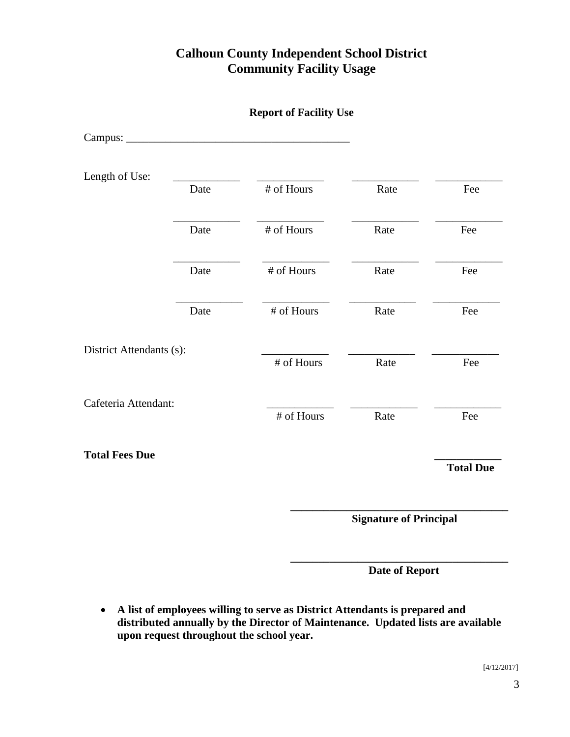# Calhoun County Independent School District
# Community Facility Usage

### Report of Facility Use

Campus: ________________________________________

Length of Use:

| | | | | |
|---|---|---|---|---|
| | ____________ Date | ____________ # of Hours | ____________ Rate | ____________ Fee |
| | ____________ Date | ____________ # of Hours | ____________ Rate | ____________ Fee |
| | ____________ Date | ____________ # of Hours | ____________ Rate | ____________ Fee |
| | ____________ Date | ____________ # of Hours | ____________ Rate | ____________ Fee |
| District Attendants (s): | | ____________ # of Hours | ____________ Rate | ____________ Fee |
| Cafeteria Attendant: | | ____________ # of Hours | ____________ Rate | ____________ Fee |
| **Total Fees Due** | | | | ____________ **Total Due** |

________________________________________
**Signature of Principal**

________________________________________
**Date of Report**

- **A list of employees willing to serve as District Attendants is prepared and distributed annually by the Director of Maintenance. Updated lists are available upon request throughout the school year.**

[4/12/2017]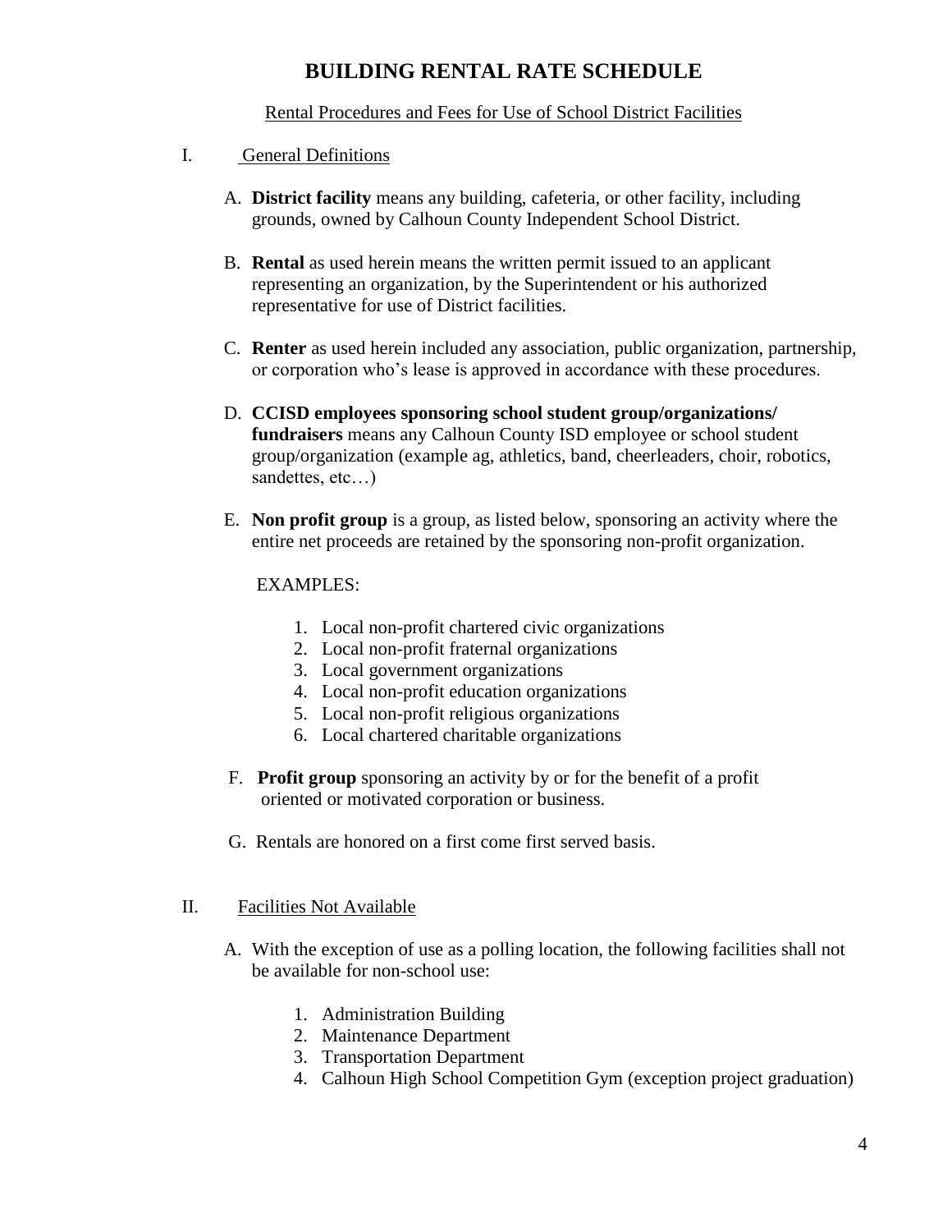# BUILDING RENTAL RATE SCHEDULE

Rental Procedures and Fees for Use of School District Facilities

I. General Definitions

A. **District facility** means any building, cafeteria, or other facility, including grounds, owned by Calhoun County Independent School District.

B. **Rental** as used herein means the written permit issued to an applicant representing an organization, by the Superintendent or his authorized representative for use of District facilities.

C. **Renter** as used herein included any association, public organization, partnership, or corporation who's lease is approved in accordance with these procedures.

D. **CCISD employees sponsoring school student group/organizations/ fundraisers** means any Calhoun County ISD employee or school student group/organization (example ag, athletics, band, cheerleaders, choir, robotics, sandettes, etc…)

E. **Non profit group** is a group, as listed below, sponsoring an activity where the entire net proceeds are retained by the sponsoring non-profit organization.

EXAMPLES:

1. Local non-profit chartered civic organizations
2. Local non-profit fraternal organizations
3. Local government organizations
4. Local non-profit education organizations
5. Local non-profit religious organizations
6. Local chartered charitable organizations

F. **Profit group** sponsoring an activity by or for the benefit of a profit oriented or motivated corporation or business.

G. Rentals are honored on a first come first served basis.

II. Facilities Not Available

A. With the exception of use as a polling location, the following facilities shall not be available for non-school use:

1. Administration Building
2. Maintenance Department
3. Transportation Department
4. Calhoun High School Competition Gym (exception project graduation)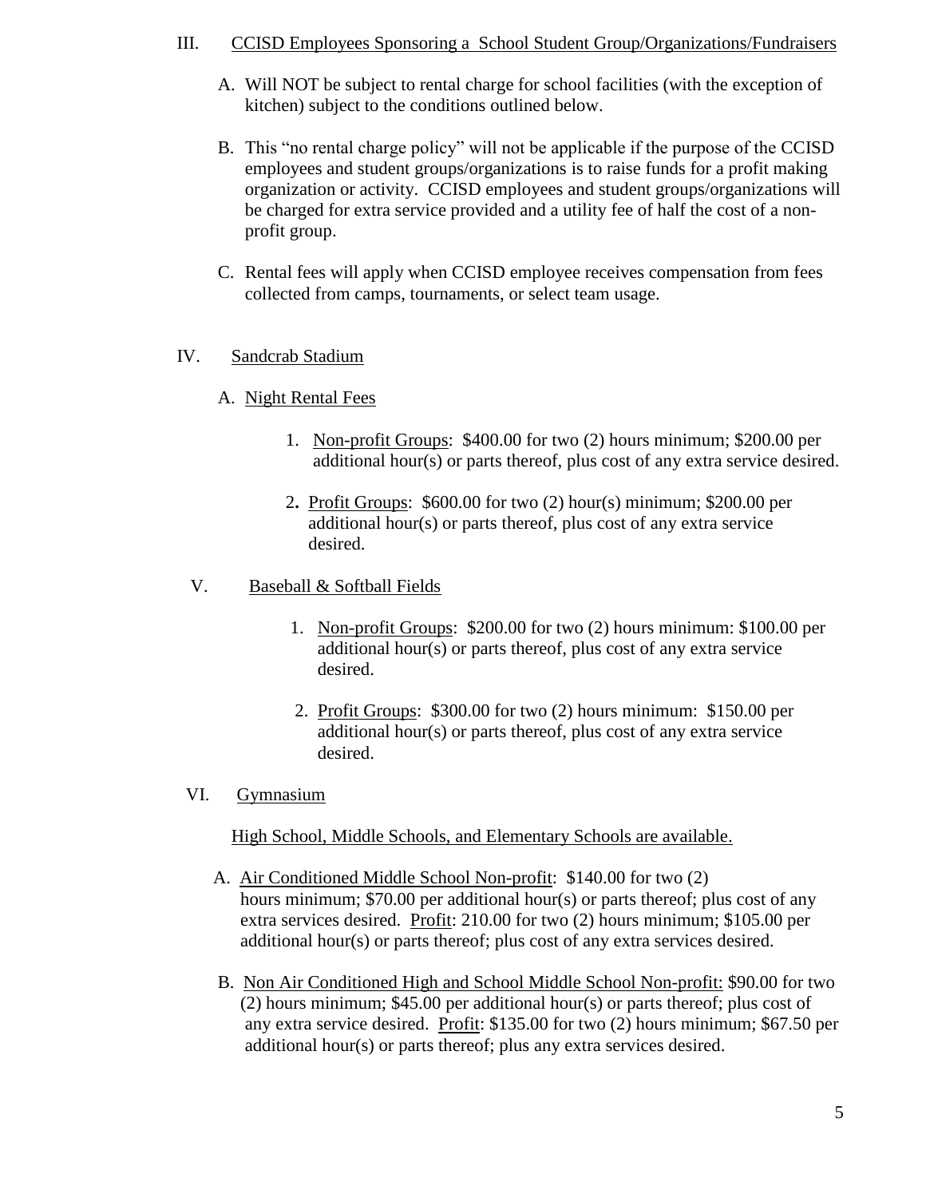III. <u>CCISD Employees Sponsoring a School Student Group/Organizations/Fundraisers</u>

A. Will NOT be subject to rental charge for school facilities (with the exception of kitchen) subject to the conditions outlined below.

B. This "no rental charge policy" will not be applicable if the purpose of the CCISD employees and student groups/organizations is to raise funds for a profit making organization or activity. CCISD employees and student groups/organizations will be charged for extra service provided and a utility fee of half the cost of a non-profit group.

C. Rental fees will apply when CCISD employee receives compensation from fees collected from camps, tournaments, or select team usage.

IV. <u>Sandcrab Stadium</u>

A. <u>Night Rental Fees</u>

1. <u>Non-profit Groups</u>: $400.00 for two (2) hours minimum; $200.00 per additional hour(s) or parts thereof, plus cost of any extra service desired.

2. <u>Profit Groups</u>: $600.00 for two (2) hour(s) minimum; $200.00 per additional hour(s) or parts thereof, plus cost of any extra service desired.

V. <u>Baseball & Softball Fields</u>

1. <u>Non-profit Groups</u>: $200.00 for two (2) hours minimum: $100.00 per additional hour(s) or parts thereof, plus cost of any extra service desired.

2. <u>Profit Groups</u>: $300.00 for two (2) hours minimum: $150.00 per additional hour(s) or parts thereof, plus cost of any extra service desired.

VI. <u>Gymnasium</u>

<u>High School, Middle Schools, and Elementary Schools are available.</u>

A. <u>Air Conditioned Middle School Non-profit</u>: $140.00 for two (2) hours minimum; $70.00 per additional hour(s) or parts thereof; plus cost of any extra services desired. <u>Profit</u>: 210.00 for two (2) hours minimum; $105.00 per additional hour(s) or parts thereof; plus cost of any extra services desired.

B. <u>Non Air Conditioned High and School Middle School Non-profit:</u> $90.00 for two (2) hours minimum; $45.00 per additional hour(s) or parts thereof; plus cost of any extra service desired. <u>Profit</u>: $135.00 for two (2) hours minimum; $67.50 per additional hour(s) or parts thereof; plus any extra services desired.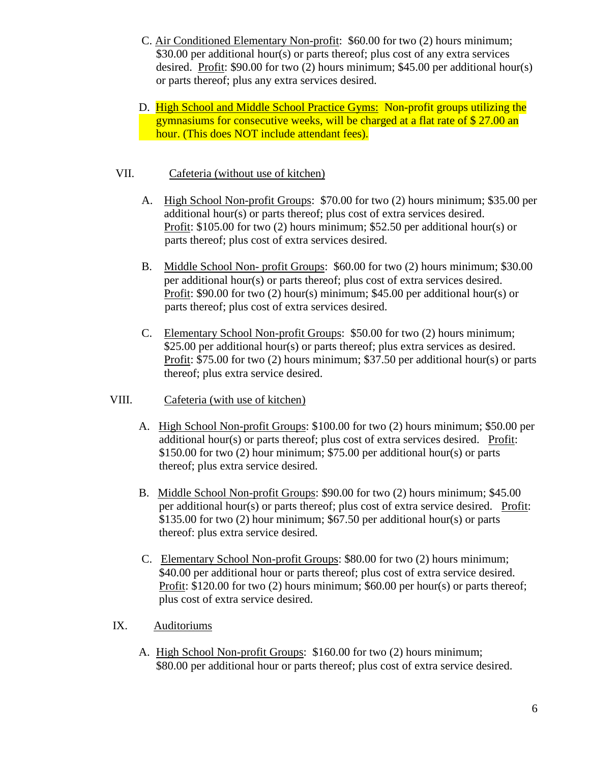C. <u>Air Conditioned Elementary Non-profit</u>: $60.00 for two (2) hours minimum; $30.00 per additional hour(s) or parts thereof; plus cost of any extra services desired. <u>Profit</u>: $90.00 for two (2) hours minimum; $45.00 per additional hour(s) or parts thereof; plus any extra services desired.

D. <u>High School and Middle School Practice Gyms:</u> Non-profit groups utilizing the gymnasiums for consecutive weeks, will be charged at a flat rate of $ 27.00 an hour. (This does NOT include attendant fees).

VII. <u>Cafeteria (without use of kitchen)</u>

A. <u>High School Non-profit Groups</u>: $70.00 for two (2) hours minimum; $35.00 per additional hour(s) or parts thereof; plus cost of extra services desired. <u>Profit</u>: $105.00 for two (2) hours minimum; $52.50 per additional hour(s) or parts thereof; plus cost of extra services desired.

B. <u>Middle School Non- profit Groups</u>: $60.00 for two (2) hours minimum; $30.00 per additional hour(s) or parts thereof; plus cost of extra services desired. <u>Profit</u>: $90.00 for two (2) hour(s) minimum; $45.00 per additional hour(s) or parts thereof; plus cost of extra services desired.

C. <u>Elementary School Non-profit Groups</u>: $50.00 for two (2) hours minimum; $25.00 per additional hour(s) or parts thereof; plus extra services as desired. <u>Profit</u>: $75.00 for two (2) hours minimum; $37.50 per additional hour(s) or parts thereof; plus extra service desired.

VIII. <u>Cafeteria (with use of kitchen)</u>

A. <u>High School Non-profit Groups</u>: $100.00 for two (2) hours minimum; $50.00 per additional hour(s) or parts thereof; plus cost of extra services desired. <u>Profit</u>: $150.00 for two (2) hour minimum; $75.00 per additional hour(s) or parts thereof; plus extra service desired.

B. <u>Middle School Non-profit Groups</u>: $90.00 for two (2) hours minimum; $45.00 per additional hour(s) or parts thereof; plus cost of extra service desired. <u>Profit</u>: $135.00 for two (2) hour minimum; $67.50 per additional hour(s) or parts thereof: plus extra service desired.

C. <u>Elementary School Non-profit Groups</u>: $80.00 for two (2) hours minimum; $40.00 per additional hour or parts thereof; plus cost of extra service desired. <u>Profit</u>: $120.00 for two (2) hours minimum; $60.00 per hour(s) or parts thereof; plus cost of extra service desired.

IX. <u>Auditoriums</u>

A. <u>High School Non-profit Groups</u>: $160.00 for two (2) hours minimum; $80.00 per additional hour or parts thereof; plus cost of extra service desired.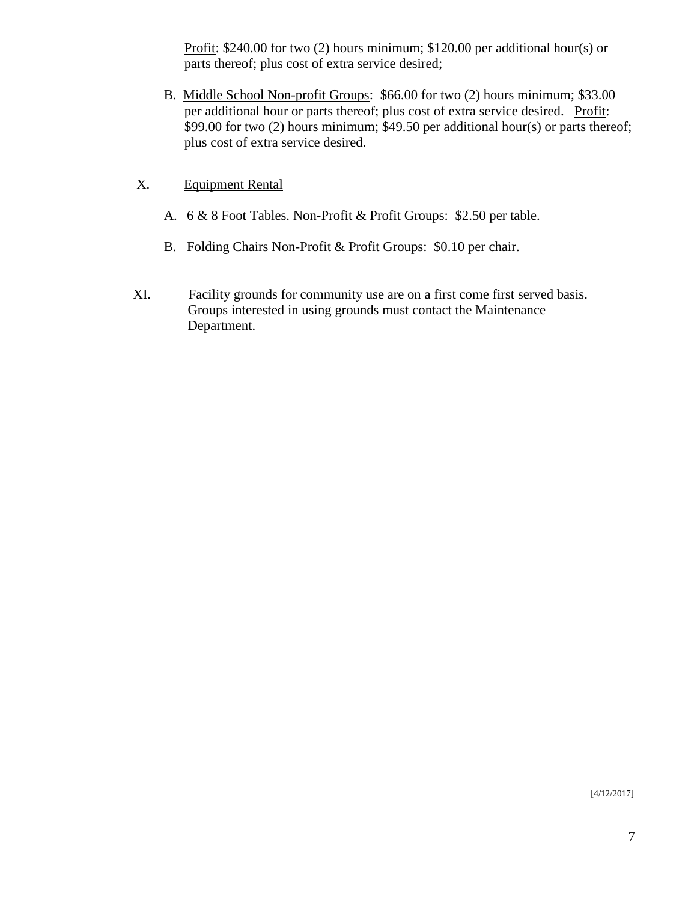Profit: $240.00 for two (2) hours minimum; $120.00 per additional hour(s) or parts thereof; plus cost of extra service desired;

B. Middle School Non-profit Groups: $66.00 for two (2) hours minimum; $33.00 per additional hour or parts thereof; plus cost of extra service desired. Profit: $99.00 for two (2) hours minimum; $49.50 per additional hour(s) or parts thereof; plus cost of extra service desired.

X. Equipment Rental

A. 6 & 8 Foot Tables. Non-Profit & Profit Groups: $2.50 per table.

B. Folding Chairs Non-Profit & Profit Groups: $0.10 per chair.

XI. Facility grounds for community use are on a first come first served basis. Groups interested in using grounds must contact the Maintenance Department.

[4/12/2017]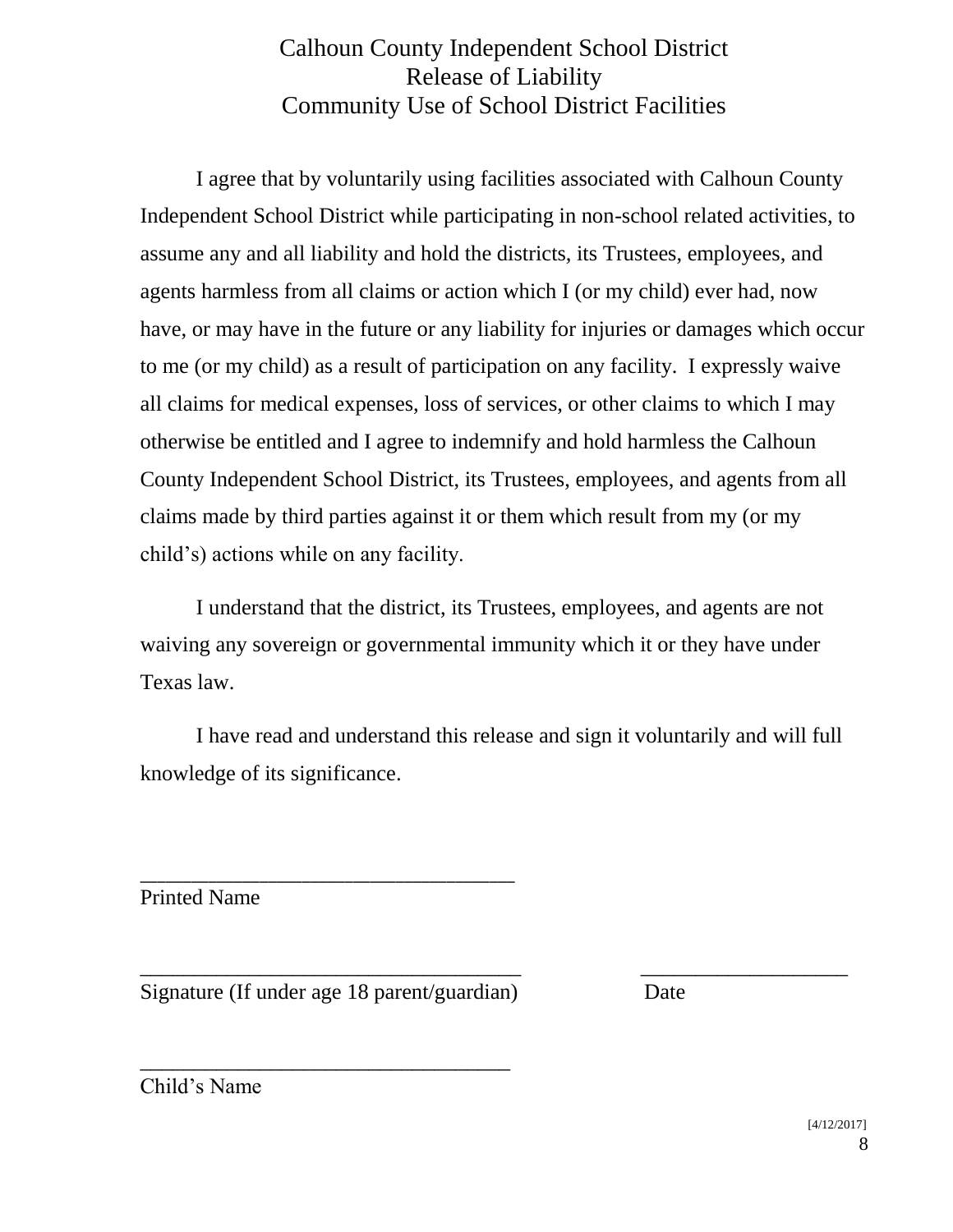# Calhoun County Independent School District
## Release of Liability
## Community Use of School District Facilities

I agree that by voluntarily using facilities associated with Calhoun County Independent School District while participating in non-school related activities, to assume any and all liability and hold the districts, its Trustees, employees, and agents harmless from all claims or action which I (or my child) ever had, now have, or may have in the future or any liability for injuries or damages which occur to me (or my child) as a result of participation on any facility.  I expressly waive all claims for medical expenses, loss of services, or other claims to which I may otherwise be entitled and I agree to indemnify and hold harmless the Calhoun County Independent School District, its Trustees, employees, and agents from all claims made by third parties against it or them which result from my (or my child's) actions while on any facility.

I understand that the district, its Trustees, employees, and agents are not waiving any sovereign or governmental immunity which it or they have under Texas law.

I have read and understand this release and sign it voluntarily and will full knowledge of its significance.

___________________________________
Printed Name

___________________________________ ___________________
Signature (If under age 18 parent/guardian) Date

___________________________________
Child's Name

[4/12/2017]